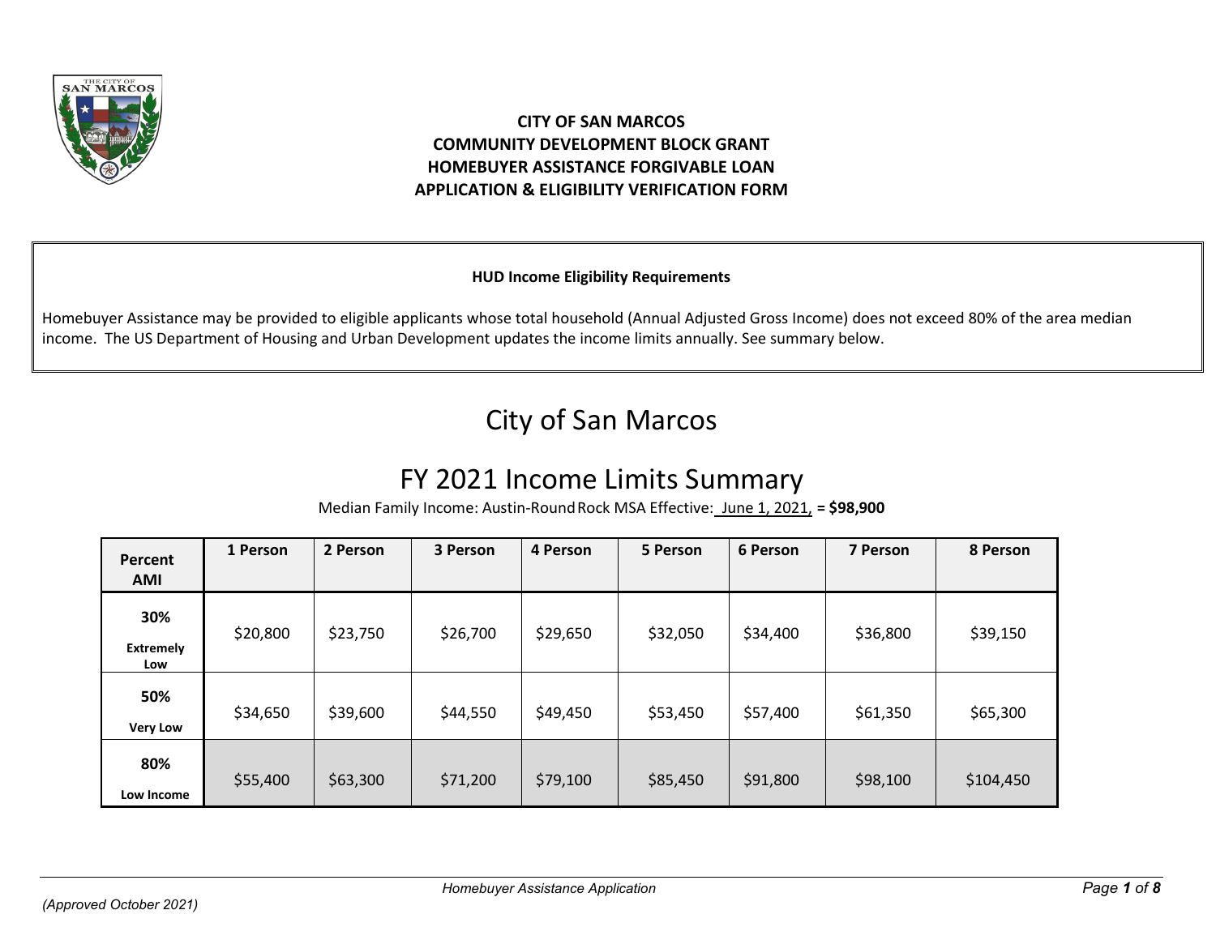# CITY OF SAN MARCOS
# COMMUNITY DEVELOPMENT BLOCK GRANT
# HOMEBUYER ASSISTANCE FORGIVABLE LOAN
# APPLICATION & ELIGIBILITY VERIFICATION FORM

**HUD Income Eligibility Requirements**

Homebuyer Assistance may be provided to eligible applicants whose total household (Annual Adjusted Gross Income) does not exceed 80% of the area median income. The US Department of Housing and Urban Development updates the income limits annually. See summary below.

## City of San Marcos

## FY 2021 Income Limits Summary

Median Family Income: Austin-Round Rock MSA Effective: June 1, 2021, **= $98,900**

| Percent AMI | 1 Person | 2 Person | 3 Person | 4 Person | 5 Person | 6 Person | 7 Person | 8 Person |
|---|---|---|---|---|---|---|---|---|
| **30%** **Extremely Low** | $20,800 | $23,750 | $26,700 | $29,650 | $32,050 | $34,400 | $36,800 | $39,150 |
| **50%** **Very Low** | $34,650 | $39,600 | $44,550 | $49,450 | $53,450 | $57,400 | $61,350 | $65,300 |
| **80%** **Low Income** | $55,400 | $63,300 | $71,200 | $79,100 | $85,450 | $91,800 | $98,100 | $104,450 |

*(Approved October 2021)*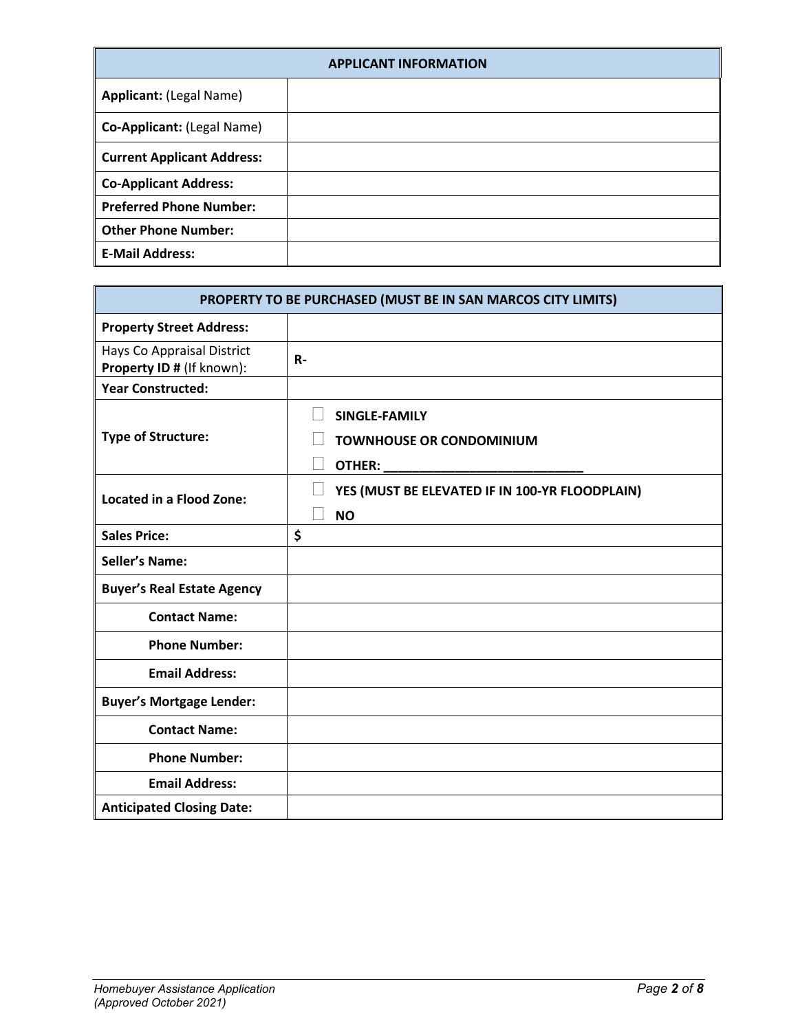| APPLICANT INFORMATION | |
|---|---|
| **Applicant:** (Legal Name) | |
| **Co-Applicant:** (Legal Name) | |
| **Current Applicant Address:** | |
| **Co-Applicant Address:** | |
| **Preferred Phone Number:** | |
| **Other Phone Number:** | |
| **E-Mail Address:** | |

| PROPERTY TO BE PURCHASED (MUST BE IN SAN MARCOS CITY LIMITS) | |
|---|---|
| **Property Street Address:** | |
| Hays Co Appraisal District **Property ID #** (If known): | **R-** |
| **Year Constructed:** | |
| **Type of Structure:** | ☐ **SINGLE-FAMILY** ☐ **TOWNHOUSE OR CONDOMINIUM** ☐ **OTHER: ____________________________** |
| **Located in a Flood Zone:** | ☐ **YES (MUST BE ELEVATED IF IN 100-YR FLOODPLAIN)** ☐ **NO** |
| **Sales Price:** | **$** |
| **Seller's Name:** | |
| **Buyer's Real Estate Agency** | |
| **Contact Name:** | |
| **Phone Number:** | |
| **Email Address:** | |
| **Buyer's Mortgage Lender:** | |
| **Contact Name:** | |
| **Phone Number:** | |
| **Email Address:** | |
| **Anticipated Closing Date:** | |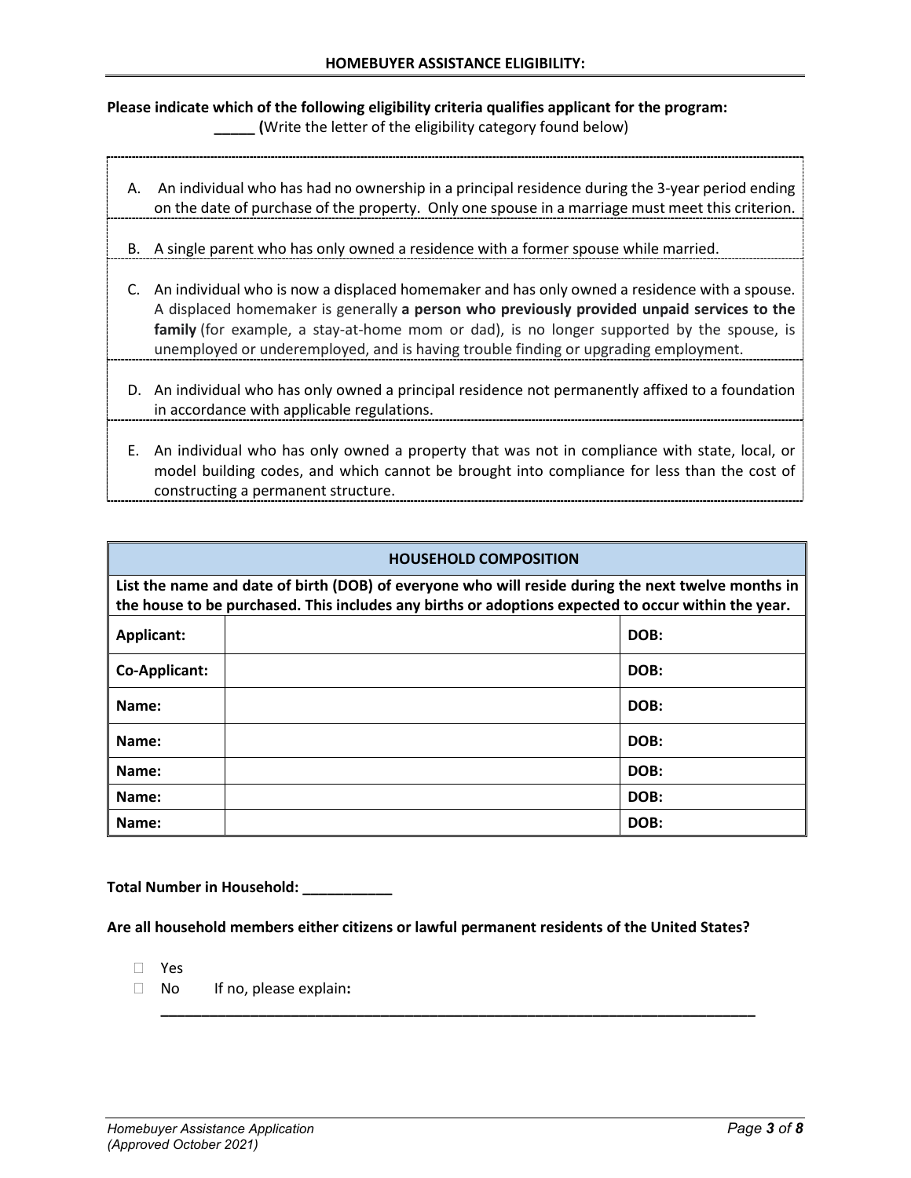## HOMEBUYER ASSISTANCE ELIGIBILITY:

**Please indicate which of the following eligibility criteria qualifies applicant for the program:**
**_____ (**Write the letter of the eligibility category found below)

A. An individual who has had no ownership in a principal residence during the 3-year period ending on the date of purchase of the property. Only one spouse in a marriage must meet this criterion.

B. A single parent who has only owned a residence with a former spouse while married.

C. An individual who is now a displaced homemaker and has only owned a residence with a spouse. A displaced homemaker is generally **a person who previously provided unpaid services to the family** (for example, a stay-at-home mom or dad), is no longer supported by the spouse, is unemployed or underemployed, and is having trouble finding or upgrading employment.

D. An individual who has only owned a principal residence not permanently affixed to a foundation in accordance with applicable regulations.

E. An individual who has only owned a property that was not in compliance with state, local, or model building codes, and which cannot be brought into compliance for less than the cost of constructing a permanent structure.

| HOUSEHOLD COMPOSITION | | |
|---|---|---|
| **List the name and date of birth (DOB) of everyone who will reside during the next twelve months in the house to be purchased. This includes any births or adoptions expected to occur within the year.** | | |
| **Applicant:** | | **DOB:** |
| **Co-Applicant:** | | **DOB:** |
| **Name:** | | **DOB:** |
| **Name:** | | **DOB:** |
| **Name:** | | **DOB:** |
| **Name:** | | **DOB:** |
| **Name:** | | **DOB:** |

**Total Number in Household: ___________**

**Are all household members either citizens or lawful permanent residents of the United States?**

- ☐ Yes
- ☐ No If no, please explain**:** ______________________________________________________________________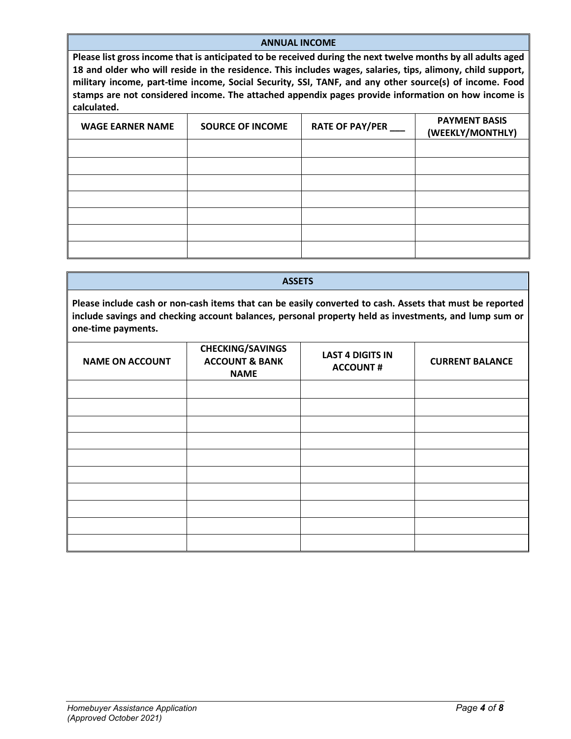## ANNUAL INCOME

**Please list gross income that is anticipated to be received during the next twelve months by all adults aged 18 and older who will reside in the residence. This includes wages, salaries, tips, alimony, child support, military income, part-time income, Social Security, SSI, TANF, and any other source(s) of income. Food stamps are not considered income. The attached appendix pages provide information on how income is calculated.**

| WAGE EARNER NAME | SOURCE OF INCOME | RATE OF PAY/PER ___ | PAYMENT BASIS (WEEKLY/MONTHLY) |
|---|---|---|---|
| | | | |
| | | | |
| | | | |
| | | | |
| | | | |
| | | | |
| | | | |

## ASSETS

**Please include cash or non-cash items that can be easily converted to cash. Assets that must be reported include savings and checking account balances, personal property held as investments, and lump sum or one-time payments.**

| NAME ON ACCOUNT | CHECKING/SAVINGS ACCOUNT & BANK NAME | LAST 4 DIGITS IN ACCOUNT # | CURRENT BALANCE |
|---|---|---|---|
| | | | |
| | | | |
| | | | |
| | | | |
| | | | |
| | | | |
| | | | |
| | | | |
| | | | |
| | | | |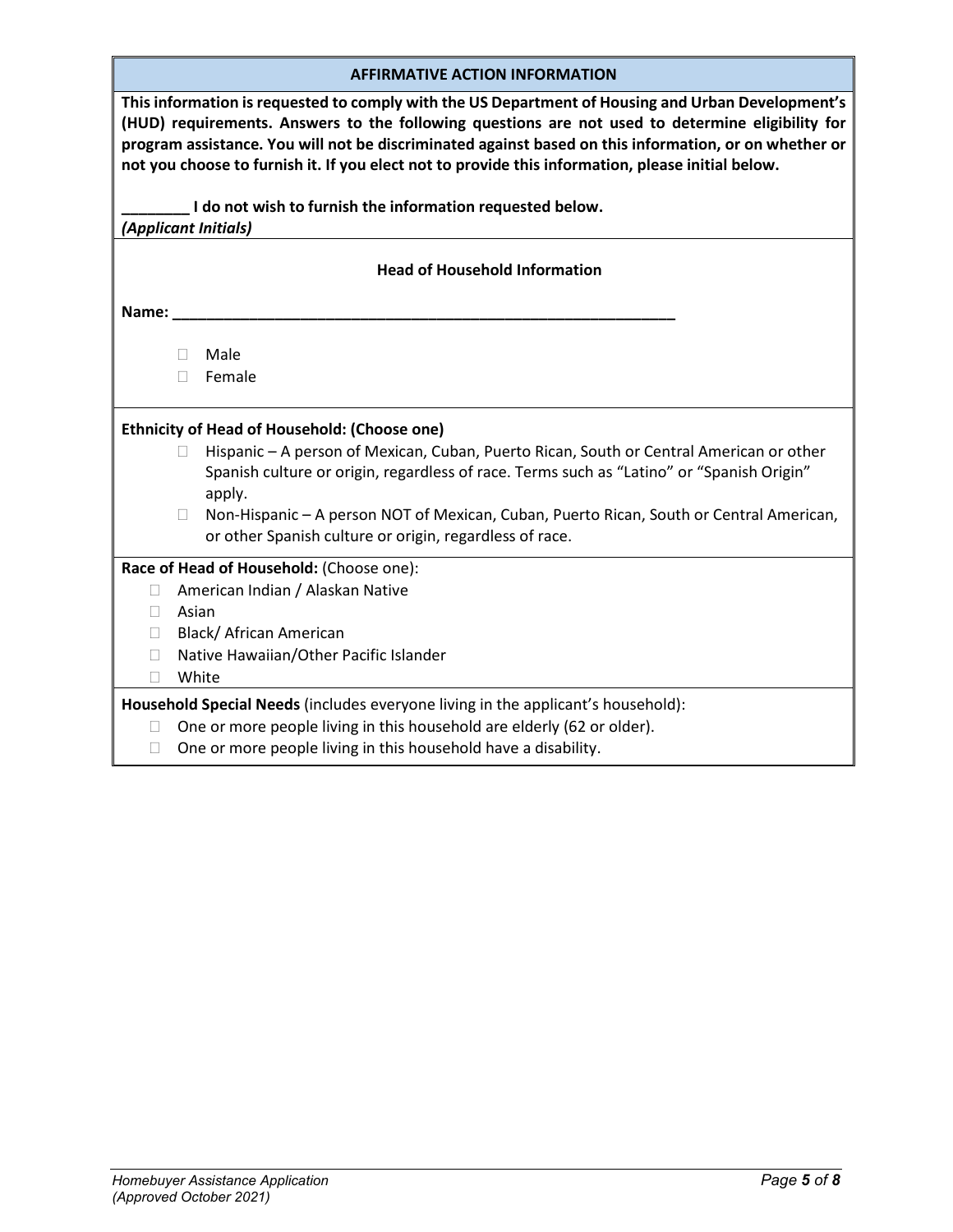## AFFIRMATIVE ACTION INFORMATION

**This information is requested to comply with the US Department of Housing and Urban Development's (HUD) requirements. Answers to the following questions are not used to determine eligibility for program assistance. You will not be discriminated against based on this information, or on whether or not you choose to furnish it. If you elect not to provide this information, please initial below.**

**________ I do not wish to furnish the information requested below.**
***(Applicant Initials)***

### Head of Household Information

**Name: ___________________________________________________________**

- ☐ Male
- ☐ Female

**Ethnicity of Head of Household: (Choose one)**

- ☐ Hispanic – A person of Mexican, Cuban, Puerto Rican, South or Central American or other Spanish culture or origin, regardless of race. Terms such as "Latino" or "Spanish Origin" apply.
- ☐ Non-Hispanic – A person NOT of Mexican, Cuban, Puerto Rican, South or Central American, or other Spanish culture or origin, regardless of race.

**Race of Head of Household:** (Choose one):

- ☐ American Indian / Alaskan Native
- ☐ Asian
- ☐ Black/ African American
- ☐ Native Hawaiian/Other Pacific Islander
- ☐ White

**Household Special Needs** (includes everyone living in the applicant's household):

- ☐ One or more people living in this household are elderly (62 or older).
- ☐ One or more people living in this household have a disability.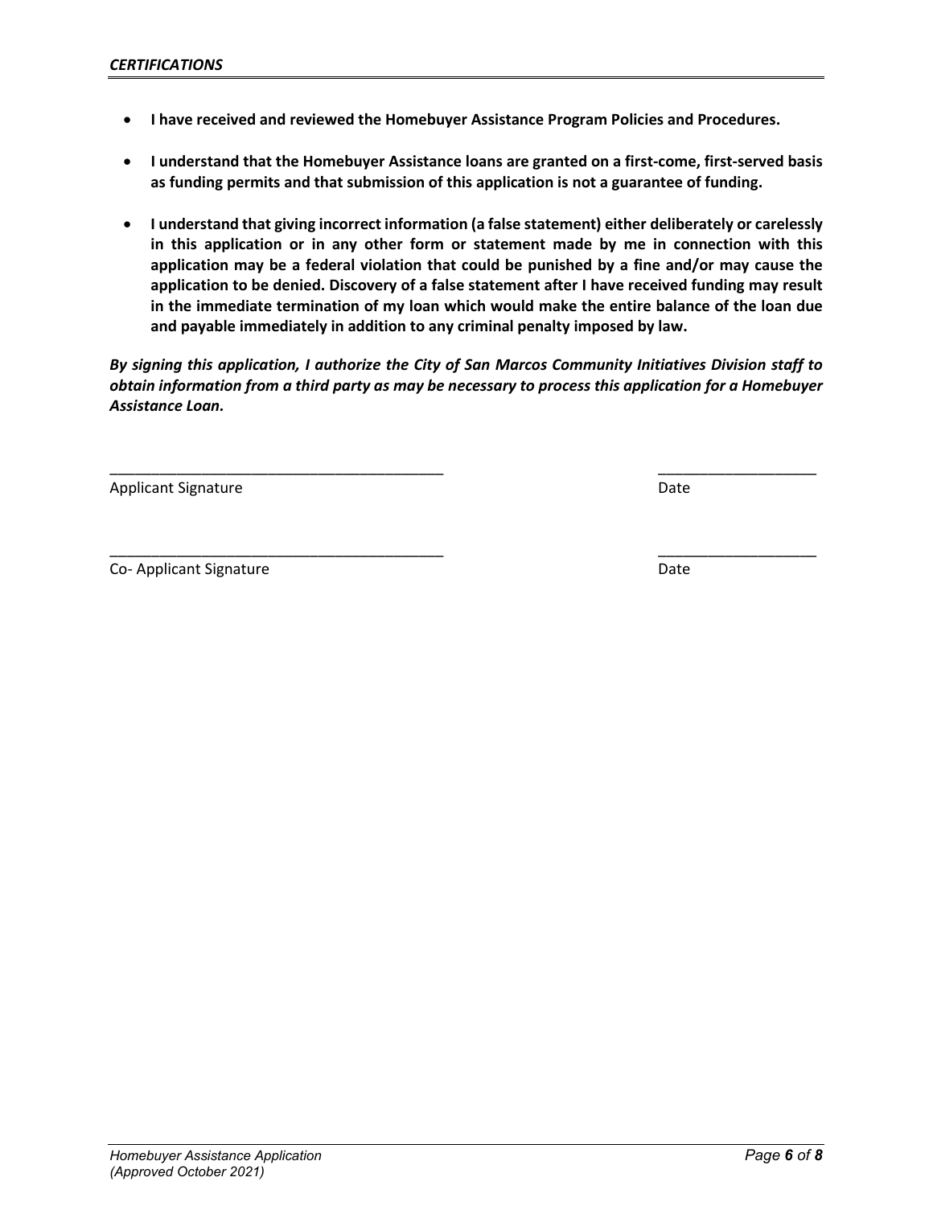***CERTIFICATIONS***

- **I have received and reviewed the Homebuyer Assistance Program Policies and Procedures.**
- **I understand that the Homebuyer Assistance loans are granted on a first-come, first-served basis as funding permits and that submission of this application is not a guarantee of funding.**
- **I understand that giving incorrect information (a false statement) either deliberately or carelessly in this application or in any other form or statement made by me in connection with this application may be a federal violation that could be punished by a fine and/or may cause the application to be denied. Discovery of a false statement after I have received funding may result in the immediate termination of my loan which would make the entire balance of the loan due and payable immediately in addition to any criminal penalty imposed by law.**

***By signing this application, I authorize the City of San Marcos Community Initiatives Division staff to obtain information from a third party as may be necessary to process this application for a Homebuyer Assistance Loan.***

_________________________________________ ___________________

Applicant Signature Date

_________________________________________ ___________________

Co- Applicant Signature Date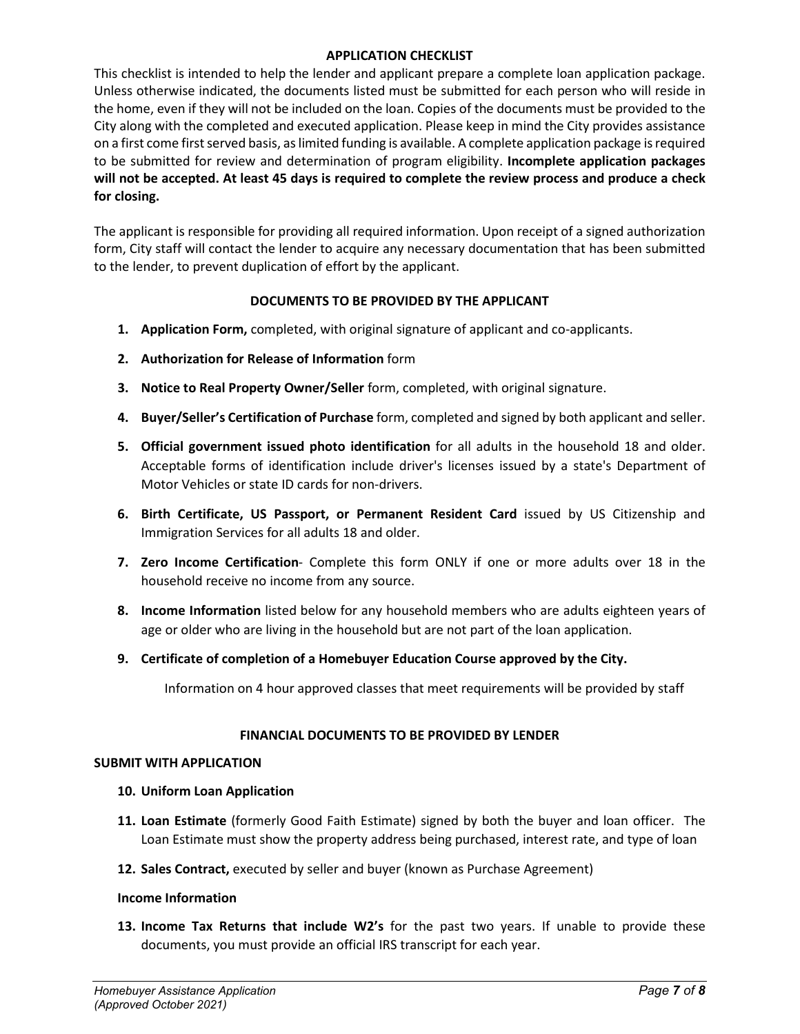## APPLICATION CHECKLIST

This checklist is intended to help the lender and applicant prepare a complete loan application package. Unless otherwise indicated, the documents listed must be submitted for each person who will reside in the home, even if they will not be included on the loan. Copies of the documents must be provided to the City along with the completed and executed application. Please keep in mind the City provides assistance on a first come first served basis, as limited funding is available. A complete application package is required to be submitted for review and determination of program eligibility. **Incomplete application packages will not be accepted. At least 45 days is required to complete the review process and produce a check for closing.**

The applicant is responsible for providing all required information. Upon receipt of a signed authorization form, City staff will contact the lender to acquire any necessary documentation that has been submitted to the lender, to prevent duplication of effort by the applicant.

### DOCUMENTS TO BE PROVIDED BY THE APPLICANT

1. **Application Form,** completed, with original signature of applicant and co-applicants.
2. **Authorization for Release of Information** form
3. **Notice to Real Property Owner/Seller** form, completed, with original signature.
4. **Buyer/Seller's Certification of Purchase** form, completed and signed by both applicant and seller.
5. **Official government issued photo identification** for all adults in the household 18 and older. Acceptable forms of identification include driver's licenses issued by a state's Department of Motor Vehicles or state ID cards for non-drivers.
6. **Birth Certificate, US Passport, or Permanent Resident Card** issued by US Citizenship and Immigration Services for all adults 18 and older.
7. **Zero Income Certification**- Complete this form ONLY if one or more adults over 18 in the household receive no income from any source.
8. **Income Information** listed below for any household members who are adults eighteen years of age or older who are living in the household but are not part of the loan application.
9. **Certificate of completion of a Homebuyer Education Course approved by the City.**

   Information on 4 hour approved classes that meet requirements will be provided by staff

### FINANCIAL DOCUMENTS TO BE PROVIDED BY LENDER

**SUBMIT WITH APPLICATION**

10. **Uniform Loan Application**
11. **Loan Estimate** (formerly Good Faith Estimate) signed by both the buyer and loan officer. The Loan Estimate must show the property address being purchased, interest rate, and type of loan
12. **Sales Contract,** executed by seller and buyer (known as Purchase Agreement)

**Income Information**

13. **Income Tax Returns that include W2's** for the past two years. If unable to provide these documents, you must provide an official IRS transcript for each year.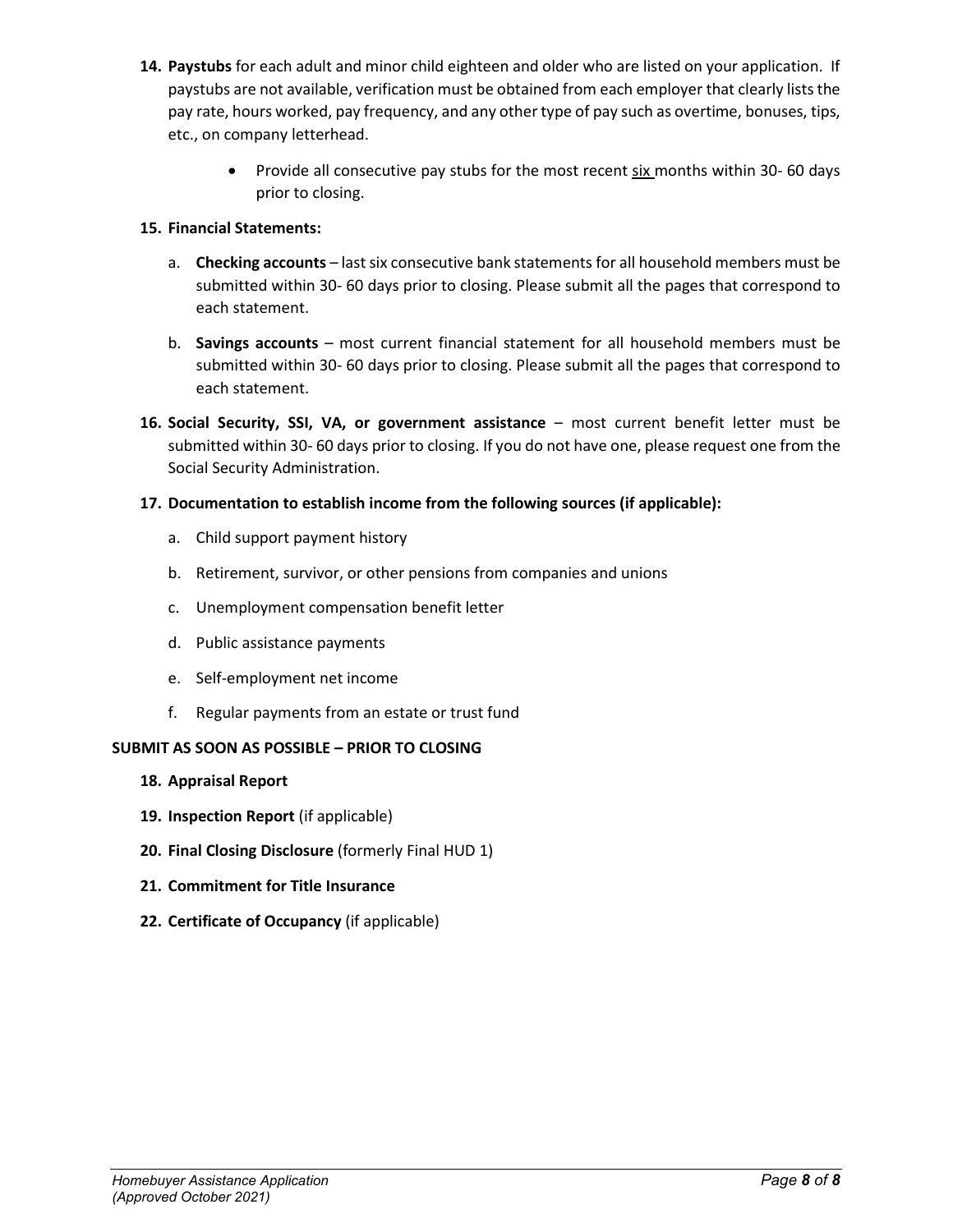14. **Paystubs** for each adult and minor child eighteen and older who are listed on your application. If paystubs are not available, verification must be obtained from each employer that clearly lists the pay rate, hours worked, pay frequency, and any other type of pay such as overtime, bonuses, tips, etc., on company letterhead.

    - Provide all consecutive pay stubs for the most recent six months within 30- 60 days prior to closing.

15. **Financial Statements:**

    a. **Checking accounts** – last six consecutive bank statements for all household members must be submitted within 30- 60 days prior to closing. Please submit all the pages that correspond to each statement.

    b. **Savings accounts** – most current financial statement for all household members must be submitted within 30- 60 days prior to closing. Please submit all the pages that correspond to each statement.

16. **Social Security, SSI, VA, or government assistance** – most current benefit letter must be submitted within 30- 60 days prior to closing. If you do not have one, please request one from the Social Security Administration.

17. **Documentation to establish income from the following sources (if applicable):**

    a. Child support payment history

    b. Retirement, survivor, or other pensions from companies and unions

    c. Unemployment compensation benefit letter

    d. Public assistance payments

    e. Self-employment net income

    f. Regular payments from an estate or trust fund

**SUBMIT AS SOON AS POSSIBLE – PRIOR TO CLOSING**

18. **Appraisal Report**
19. **Inspection Report** (if applicable)
20. **Final Closing Disclosure** (formerly Final HUD 1)
21. **Commitment for Title Insurance**
22. **Certificate of Occupancy** (if applicable)